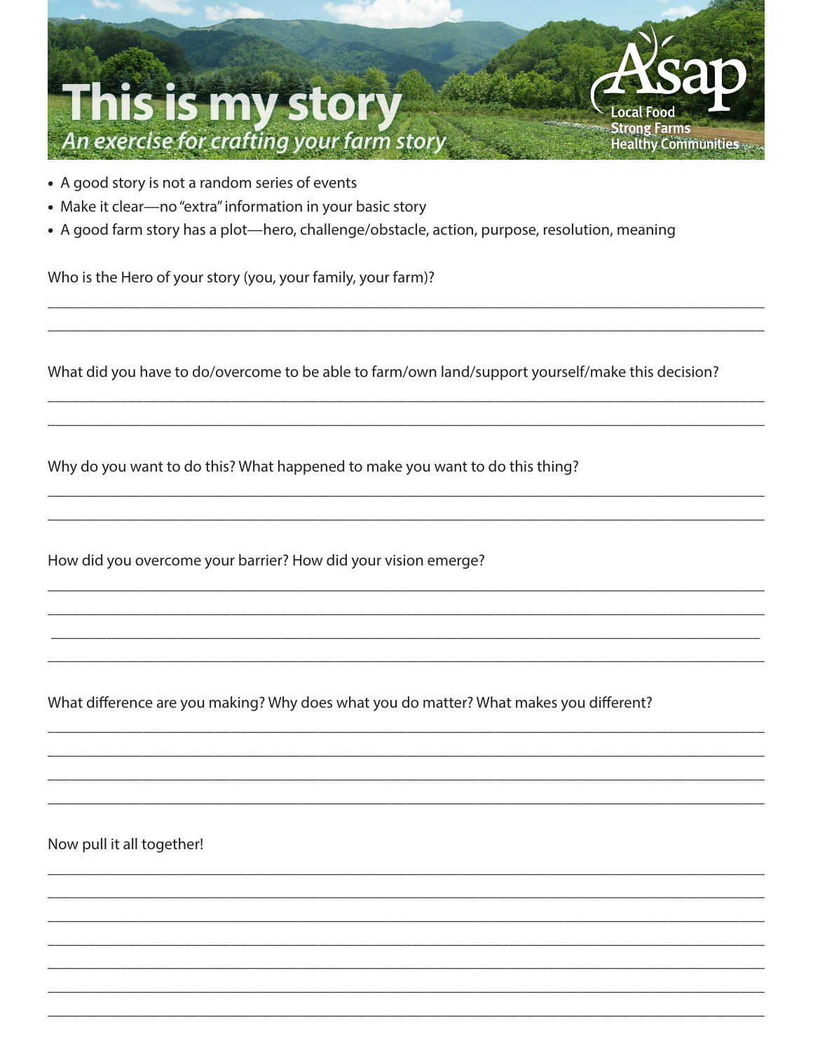# This is my story

*An exercise for crafting your farm story*

Asap
Local Food
Strong Farms
Healthy Communities

- A good story is not a random series of events
- Make it clear—no "extra" information in your basic story
- A good farm story has a plot—hero, challenge/obstacle, action, purpose, resolution, meaning

Who is the Hero of your story (you, your family, your farm)?

\_\_\_\_\_\_\_\_\_\_\_\_\_\_\_\_\_\_\_\_\_\_\_\_\_\_\_\_\_\_\_\_\_\_\_\_\_\_\_\_\_\_\_\_\_\_\_\_\_\_\_\_\_\_\_\_\_\_\_\_\_\_\_\_\_\_\_\_\_\_\_\_\_\_\_\_\_\_

\_\_\_\_\_\_\_\_\_\_\_\_\_\_\_\_\_\_\_\_\_\_\_\_\_\_\_\_\_\_\_\_\_\_\_\_\_\_\_\_\_\_\_\_\_\_\_\_\_\_\_\_\_\_\_\_\_\_\_\_\_\_\_\_\_\_\_\_\_\_\_\_\_\_\_\_\_\_

What did you have to do/overcome to be able to farm/own land/support yourself/make this decision?

\_\_\_\_\_\_\_\_\_\_\_\_\_\_\_\_\_\_\_\_\_\_\_\_\_\_\_\_\_\_\_\_\_\_\_\_\_\_\_\_\_\_\_\_\_\_\_\_\_\_\_\_\_\_\_\_\_\_\_\_\_\_\_\_\_\_\_\_\_\_\_\_\_\_\_\_\_\_

\_\_\_\_\_\_\_\_\_\_\_\_\_\_\_\_\_\_\_\_\_\_\_\_\_\_\_\_\_\_\_\_\_\_\_\_\_\_\_\_\_\_\_\_\_\_\_\_\_\_\_\_\_\_\_\_\_\_\_\_\_\_\_\_\_\_\_\_\_\_\_\_\_\_\_\_\_\_

Why do you want to do this? What happened to make you want to do this thing?

\_\_\_\_\_\_\_\_\_\_\_\_\_\_\_\_\_\_\_\_\_\_\_\_\_\_\_\_\_\_\_\_\_\_\_\_\_\_\_\_\_\_\_\_\_\_\_\_\_\_\_\_\_\_\_\_\_\_\_\_\_\_\_\_\_\_\_\_\_\_\_\_\_\_\_\_\_\_

\_\_\_\_\_\_\_\_\_\_\_\_\_\_\_\_\_\_\_\_\_\_\_\_\_\_\_\_\_\_\_\_\_\_\_\_\_\_\_\_\_\_\_\_\_\_\_\_\_\_\_\_\_\_\_\_\_\_\_\_\_\_\_\_\_\_\_\_\_\_\_\_\_\_\_\_\_\_

How did you overcome your barrier? How did your vision emerge?

\_\_\_\_\_\_\_\_\_\_\_\_\_\_\_\_\_\_\_\_\_\_\_\_\_\_\_\_\_\_\_\_\_\_\_\_\_\_\_\_\_\_\_\_\_\_\_\_\_\_\_\_\_\_\_\_\_\_\_\_\_\_\_\_\_\_\_\_\_\_\_\_\_\_\_\_\_\_

\_\_\_\_\_\_\_\_\_\_\_\_\_\_\_\_\_\_\_\_\_\_\_\_\_\_\_\_\_\_\_\_\_\_\_\_\_\_\_\_\_\_\_\_\_\_\_\_\_\_\_\_\_\_\_\_\_\_\_\_\_\_\_\_\_\_\_\_\_\_\_\_\_\_\_\_\_\_

\_\_\_\_\_\_\_\_\_\_\_\_\_\_\_\_\_\_\_\_\_\_\_\_\_\_\_\_\_\_\_\_\_\_\_\_\_\_\_\_\_\_\_\_\_\_\_\_\_\_\_\_\_\_\_\_\_\_\_\_\_\_\_\_\_\_\_\_\_\_\_\_\_\_\_\_\_\_

\_\_\_\_\_\_\_\_\_\_\_\_\_\_\_\_\_\_\_\_\_\_\_\_\_\_\_\_\_\_\_\_\_\_\_\_\_\_\_\_\_\_\_\_\_\_\_\_\_\_\_\_\_\_\_\_\_\_\_\_\_\_\_\_\_\_\_\_\_\_\_\_\_\_\_\_\_\_

What difference are you making? Why does what you do matter? What makes you different?

\_\_\_\_\_\_\_\_\_\_\_\_\_\_\_\_\_\_\_\_\_\_\_\_\_\_\_\_\_\_\_\_\_\_\_\_\_\_\_\_\_\_\_\_\_\_\_\_\_\_\_\_\_\_\_\_\_\_\_\_\_\_\_\_\_\_\_\_\_\_\_\_\_\_\_\_\_\_

\_\_\_\_\_\_\_\_\_\_\_\_\_\_\_\_\_\_\_\_\_\_\_\_\_\_\_\_\_\_\_\_\_\_\_\_\_\_\_\_\_\_\_\_\_\_\_\_\_\_\_\_\_\_\_\_\_\_\_\_\_\_\_\_\_\_\_\_\_\_\_\_\_\_\_\_\_\_

\_\_\_\_\_\_\_\_\_\_\_\_\_\_\_\_\_\_\_\_\_\_\_\_\_\_\_\_\_\_\_\_\_\_\_\_\_\_\_\_\_\_\_\_\_\_\_\_\_\_\_\_\_\_\_\_\_\_\_\_\_\_\_\_\_\_\_\_\_\_\_\_\_\_\_\_\_\_

\_\_\_\_\_\_\_\_\_\_\_\_\_\_\_\_\_\_\_\_\_\_\_\_\_\_\_\_\_\_\_\_\_\_\_\_\_\_\_\_\_\_\_\_\_\_\_\_\_\_\_\_\_\_\_\_\_\_\_\_\_\_\_\_\_\_\_\_\_\_\_\_\_\_\_\_\_\_

Now pull it all together!

\_\_\_\_\_\_\_\_\_\_\_\_\_\_\_\_\_\_\_\_\_\_\_\_\_\_\_\_\_\_\_\_\_\_\_\_\_\_\_\_\_\_\_\_\_\_\_\_\_\_\_\_\_\_\_\_\_\_\_\_\_\_\_\_\_\_\_\_\_\_\_\_\_\_\_\_\_\_

\_\_\_\_\_\_\_\_\_\_\_\_\_\_\_\_\_\_\_\_\_\_\_\_\_\_\_\_\_\_\_\_\_\_\_\_\_\_\_\_\_\_\_\_\_\_\_\_\_\_\_\_\_\_\_\_\_\_\_\_\_\_\_\_\_\_\_\_\_\_\_\_\_\_\_\_\_\_

\_\_\_\_\_\_\_\_\_\_\_\_\_\_\_\_\_\_\_\_\_\_\_\_\_\_\_\_\_\_\_\_\_\_\_\_\_\_\_\_\_\_\_\_\_\_\_\_\_\_\_\_\_\_\_\_\_\_\_\_\_\_\_\_\_\_\_\_\_\_\_\_\_\_\_\_\_\_

\_\_\_\_\_\_\_\_\_\_\_\_\_\_\_\_\_\_\_\_\_\_\_\_\_\_\_\_\_\_\_\_\_\_\_\_\_\_\_\_\_\_\_\_\_\_\_\_\_\_\_\_\_\_\_\_\_\_\_\_\_\_\_\_\_\_\_\_\_\_\_\_\_\_\_\_\_\_

\_\_\_\_\_\_\_\_\_\_\_\_\_\_\_\_\_\_\_\_\_\_\_\_\_\_\_\_\_\_\_\_\_\_\_\_\_\_\_\_\_\_\_\_\_\_\_\_\_\_\_\_\_\_\_\_\_\_\_\_\_\_\_\_\_\_\_\_\_\_\_\_\_\_\_\_\_\_

\_\_\_\_\_\_\_\_\_\_\_\_\_\_\_\_\_\_\_\_\_\_\_\_\_\_\_\_\_\_\_\_\_\_\_\_\_\_\_\_\_\_\_\_\_\_\_\_\_\_\_\_\_\_\_\_\_\_\_\_\_\_\_\_\_\_\_\_\_\_\_\_\_\_\_\_\_\_

\_\_\_\_\_\_\_\_\_\_\_\_\_\_\_\_\_\_\_\_\_\_\_\_\_\_\_\_\_\_\_\_\_\_\_\_\_\_\_\_\_\_\_\_\_\_\_\_\_\_\_\_\_\_\_\_\_\_\_\_\_\_\_\_\_\_\_\_\_\_\_\_\_\_\_\_\_\_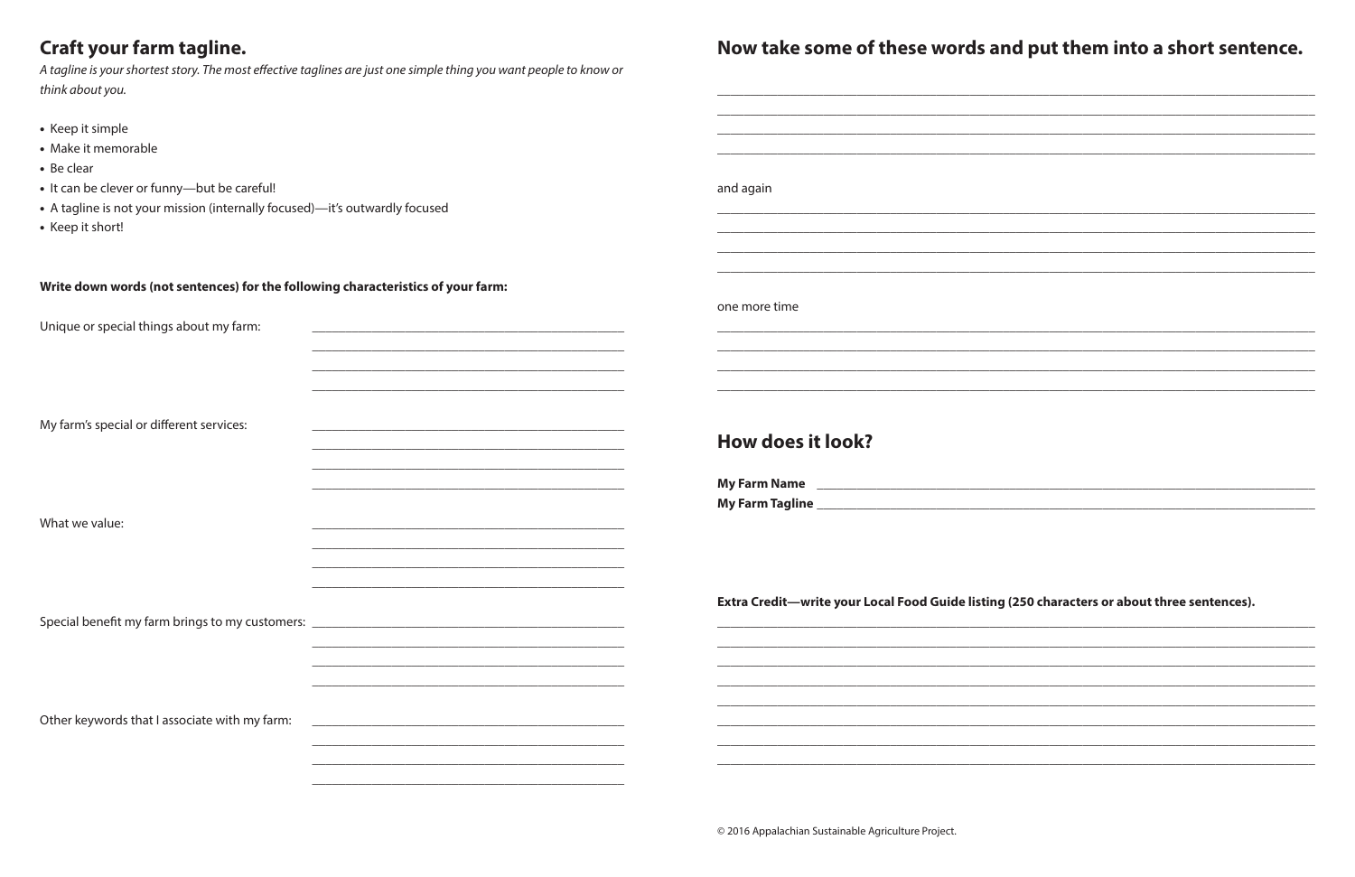## Craft your farm tagline.

*A tagline is your shortest story. The most effective taglines are just one simple thing you want people to know or think about you.*

- Keep it simple
- Make it memorable
- Be clear
- It can be clever or funny—but be careful!
- A tagline is not your mission (internally focused)—it's outwardly focused
- Keep it short!

**Write down words (not sentences) for the following characteristics of your farm:**

Unique or special things about my farm: ______________________________________________

______________________________________________

______________________________________________

______________________________________________

My farm's special or different services: ______________________________________________

______________________________________________

______________________________________________

______________________________________________

What we value: ______________________________________________

______________________________________________

______________________________________________

______________________________________________

Special benefit my farm brings to my customers: ______________________________________________

______________________________________________

______________________________________________

______________________________________________

Other keywords that I associate with my farm: ______________________________________________

______________________________________________

______________________________________________

______________________________________________

## Now take some of these words and put them into a short sentence.

______________________________________________________________________________

______________________________________________________________________________

______________________________________________________________________________

______________________________________________________________________________

and again

______________________________________________________________________________

______________________________________________________________________________

______________________________________________________________________________

______________________________________________________________________________

one more time

______________________________________________________________________________

______________________________________________________________________________

______________________________________________________________________________

______________________________________________________________________________

## How does it look?

**My Farm Name** ______________________________________________________________________

**My Farm Tagline** ____________________________________________________________________

**Extra Credit—write your Local Food Guide listing (250 characters or about three sentences).**

______________________________________________________________________________

______________________________________________________________________________

______________________________________________________________________________

______________________________________________________________________________

______________________________________________________________________________

______________________________________________________________________________

______________________________________________________________________________

______________________________________________________________________________

© 2016 Appalachian Sustainable Agriculture Project.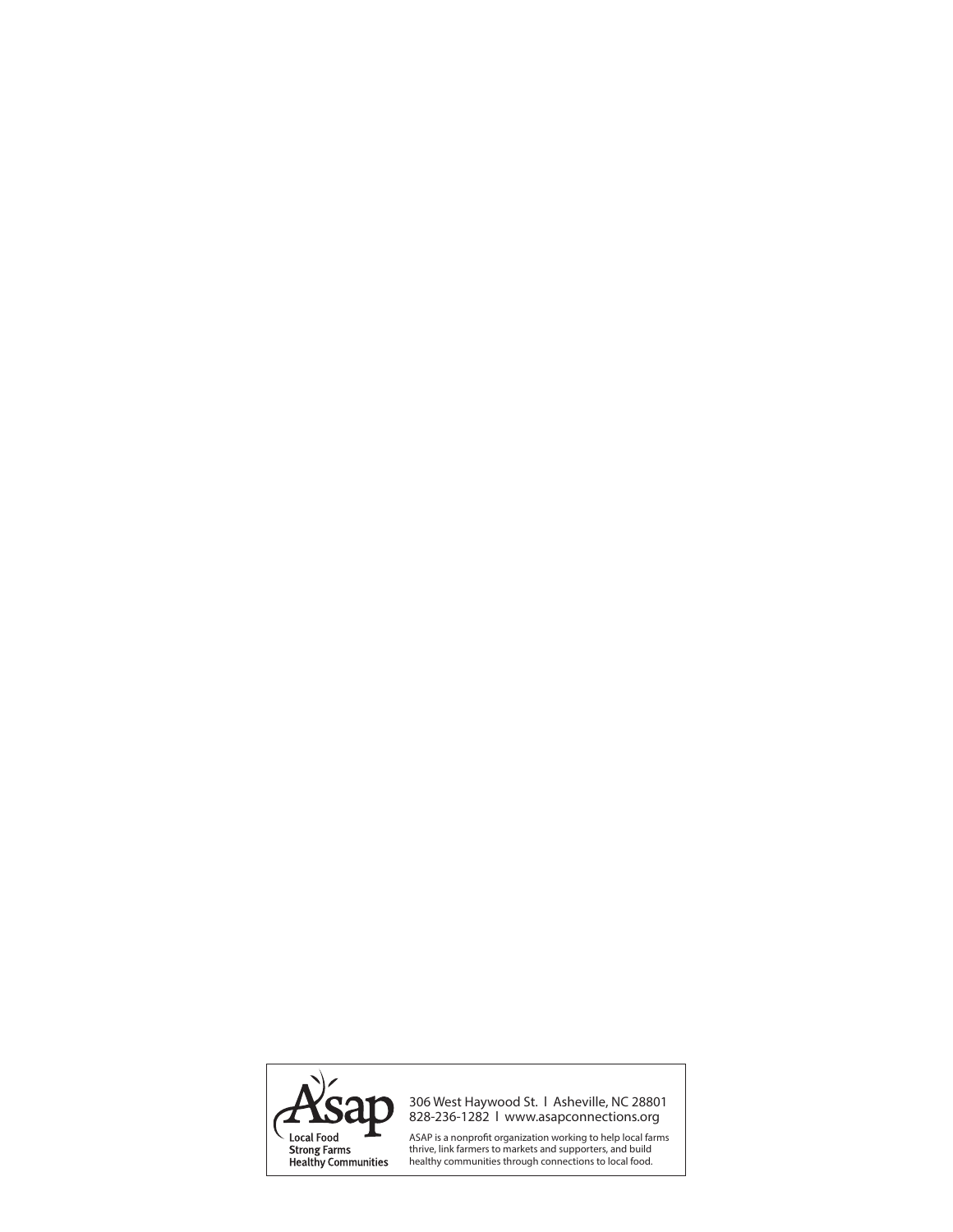Asap

Local Food
Strong Farms
Healthy Communities

306 West Haywood St. | Asheville, NC 28801
828-236-1282 | www.asapconnections.org

ASAP is a nonprofit organization working to help local farms thrive, link farmers to markets and supporters, and build healthy communities through connections to local food.